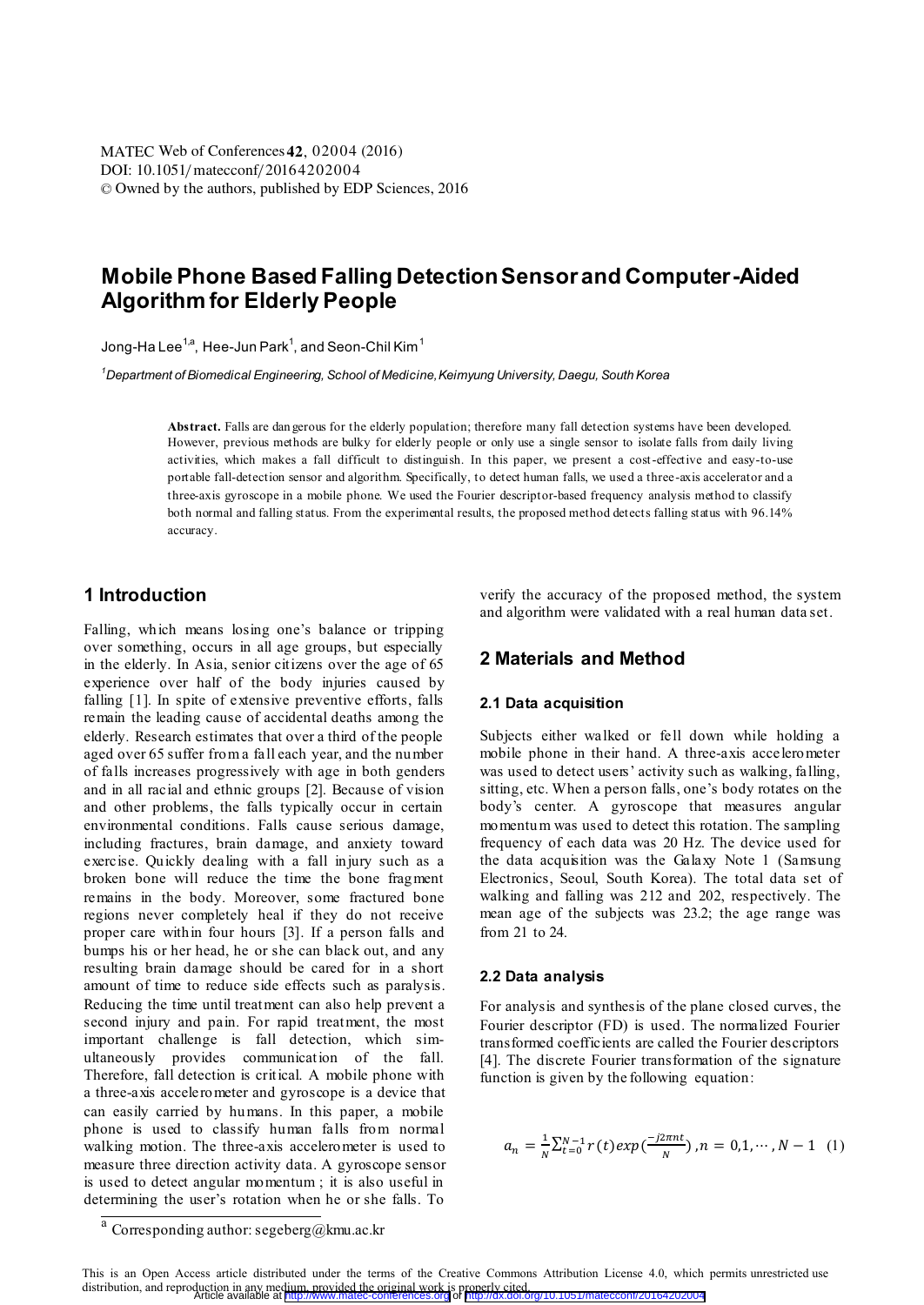# Mobile Phone Based Falling Detection Sensor and Computer-Aided Algorithm for Elderly People

Jong-Ha Lee[1,a], Hee-Jun Park[1], and Seon-Chil Kim[1]

[1]Department of Biomedical Engineering, School of Medicine, Keimyung University, Daegu, South Korea

**Abstract.** Falls are dangerous for the elderly population; therefore many fall detection systems have been developed. However, previous methods are bulky for elderly people or only use a single sensor to isolate falls from daily living activities, which makes a fall difficult to distinguish. In this paper, we present a cost-effective and easy-to-use portable fall-detection sensor and algorithm. Specifically, to detect human falls, we used a three-axis accelerator and a three-axis gyroscope in a mobile phone. We used the Fourier descriptor-based frequency analysis method to classify both normal and falling status. From the experimental results, the proposed method detects falling status with 96.14% accuracy.

## 1 Introduction

Falling, which means losing one's balance or tripping over something, occurs in all age groups, but especially in the elderly. In Asia, senior citizens over the age of 65 experience over half of the body injuries caused by falling [1]. In spite of extensive preventive efforts, falls remain the leading cause of accidental deaths among the elderly. Research estimates that over a third of the people aged over 65 suffer from a fall each year, and the number of falls increases progressively with age in both genders and in all racial and ethnic groups [2]. Because of vision and other problems, the falls typically occur in certain environmental conditions. Falls cause serious damage, including fractures, brain damage, and anxiety toward exercise. Quickly dealing with a fall injury such as a broken bone will reduce the time the bone fragment remains in the body. Moreover, some fractured bone regions never completely heal if they do not receive proper care within four hours [3]. If a person falls and bumps his or her head, he or she can black out, and any resulting brain damage should be cared for in a short amount of time to reduce side effects such as paralysis. Reducing the time until treatment can also help prevent a second injury and pain. For rapid treatment, the most important challenge is fall detection, which simultaneously provides communication of the fall. Therefore, fall detection is critical. A mobile phone with a three-axis accelerometer and gyroscope is a device that can easily carried by humans. In this paper, a mobile phone is used to classify human falls from normal walking motion. The three-axis accelerometer is used to measure three direction activity data. A gyroscope sensor is used to detect angular momentum ; it is also useful in determining the user's rotation when he or she falls. To verify the accuracy of the proposed method, the system and algorithm were validated with a real human data set.

## 2 Materials and Method

### 2.1 Data acquisition

Subjects either walked or fell down while holding a mobile phone in their hand. A three-axis accelerometer was used to detect users' activity such as walking, falling, sitting, etc. When a person falls, one's body rotates on the body's center. A gyroscope that measures angular momentum was used to detect this rotation. The sampling frequency of each data was 20 Hz. The device used for the data acquisition was the Galaxy Note 1 (Samsung Electronics, Seoul, South Korea). The total data set of walking and falling was 212 and 202, respectively. The mean age of the subjects was 23.2; the age range was from 21 to 24.

### 2.2 Data analysis

For analysis and synthesis of the plane closed curves, the Fourier descriptor (FD) is used. The normalized Fourier transformed coefficients are called the Fourier descriptors [4]. The discrete Fourier transformation of the signature function is given by the following equation:

$$a_n = \frac{1}{N}\sum_{t=0}^{N-1} r(t) exp(\frac{-j2\pi nt}{N}), n = 0,1,\cdots, N-1 \quad (1)$$

[a] Corresponding author: segeberg@kmu.ac.kr

This is an Open Access article distributed under the terms of the Creative Commons Attribution License 4.0, which permits unrestricted use distribution, and reproduction in any medium, provided the original work is properly cited.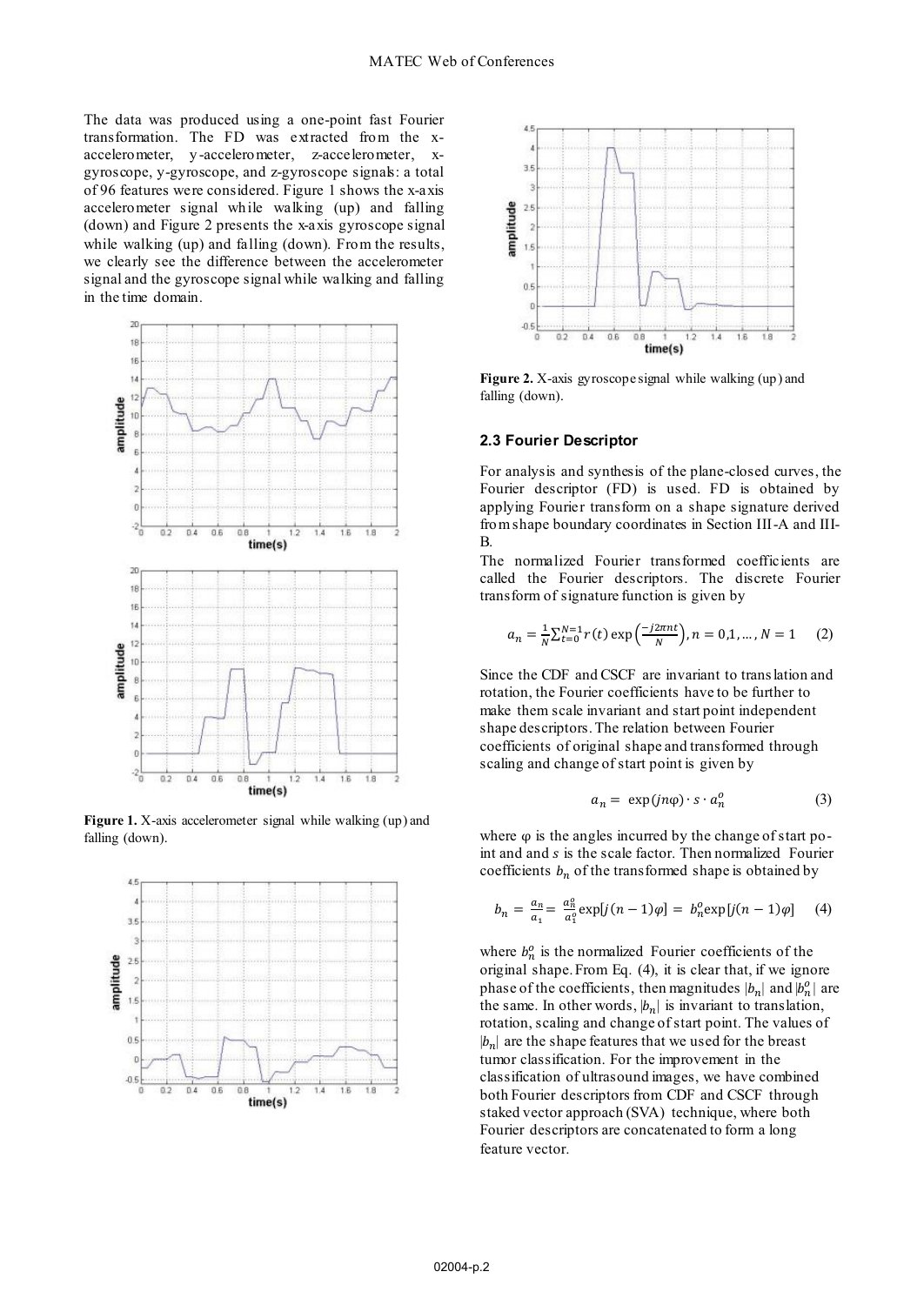The data was produced using a one-point fast Fourier transformation. The FD was extracted from the x-accelerometer, y-accelerometer, z-accelerometer, x-gyroscope, y-gyroscope, and z-gyroscope signals: a total of 96 features were considered. Figure 1 shows the x-axis accelerometer signal while walking (up) and falling (down) and Figure 2 presents the x-axis gyroscope signal while walking (up) and falling (down). From the results, we clearly see the difference between the accelerometer signal and the gyroscope signal while walking and falling in the time domain.

**Figure 1.** X-axis accelerometer signal while walking (up) and falling (down).

**Figure 2.** X-axis gyroscope signal while walking (up) and falling (down).

### 2.3 Fourier Descriptor

For analysis and synthesis of the plane-closed curves, the Fourier descriptor (FD) is used. FD is obtained by applying Fourier transform on a shape signature derived from shape boundary coordinates in Section III-A and III-B.

The normalized Fourier transformed coefficients are called the Fourier descriptors. The discrete Fourier transform of signature function is given by

$$a_n = \frac{1}{N}\sum_{t=0}^{N=1} r(t)\exp\left(\frac{-j2\pi nt}{N}\right), n = 0,1,\dots,N = 1 \quad (2)$$

Since the CDF and CSCF are invariant to translation and rotation, the Fourier coefficients have to be further to make them scale invariant and start point independent shape descriptors. The relation between Fourier coefficients of original shape and transformed through scaling and change of start point is given by

$$a_n = \exp(jn\varphi) \cdot s \cdot a_n^o \quad (3)$$

where $\varphi$ is the angles incurred by the change of start point and and $s$ is the scale factor. Then normalized Fourier coefficients $b_n$ of the transformed shape is obtained by

$$b_n = \frac{a_n}{a_1} = \frac{a_n^o}{a_1^o}\exp[j(n-1)\varphi] = b_n^o \exp[j(n-1)\varphi] \quad (4)$$

where $b_n^o$ is the normalized Fourier coefficients of the original shape. From Eq. (4), it is clear that, if we ignore phase of the coefficients, then magnitudes $|b_n|$ and $|b_n^o|$ are the same. In other words, $|b_n|$ is invariant to translation, rotation, scaling and change of start point. The values of $|b_n|$ are the shape features that we used for the breast tumor classification. For the improvement in the classification of ultrasound images, we have combined both Fourier descriptors from CDF and CSCF through staked vector approach (SVA) technique, where both Fourier descriptors are concatenated to form a long feature vector.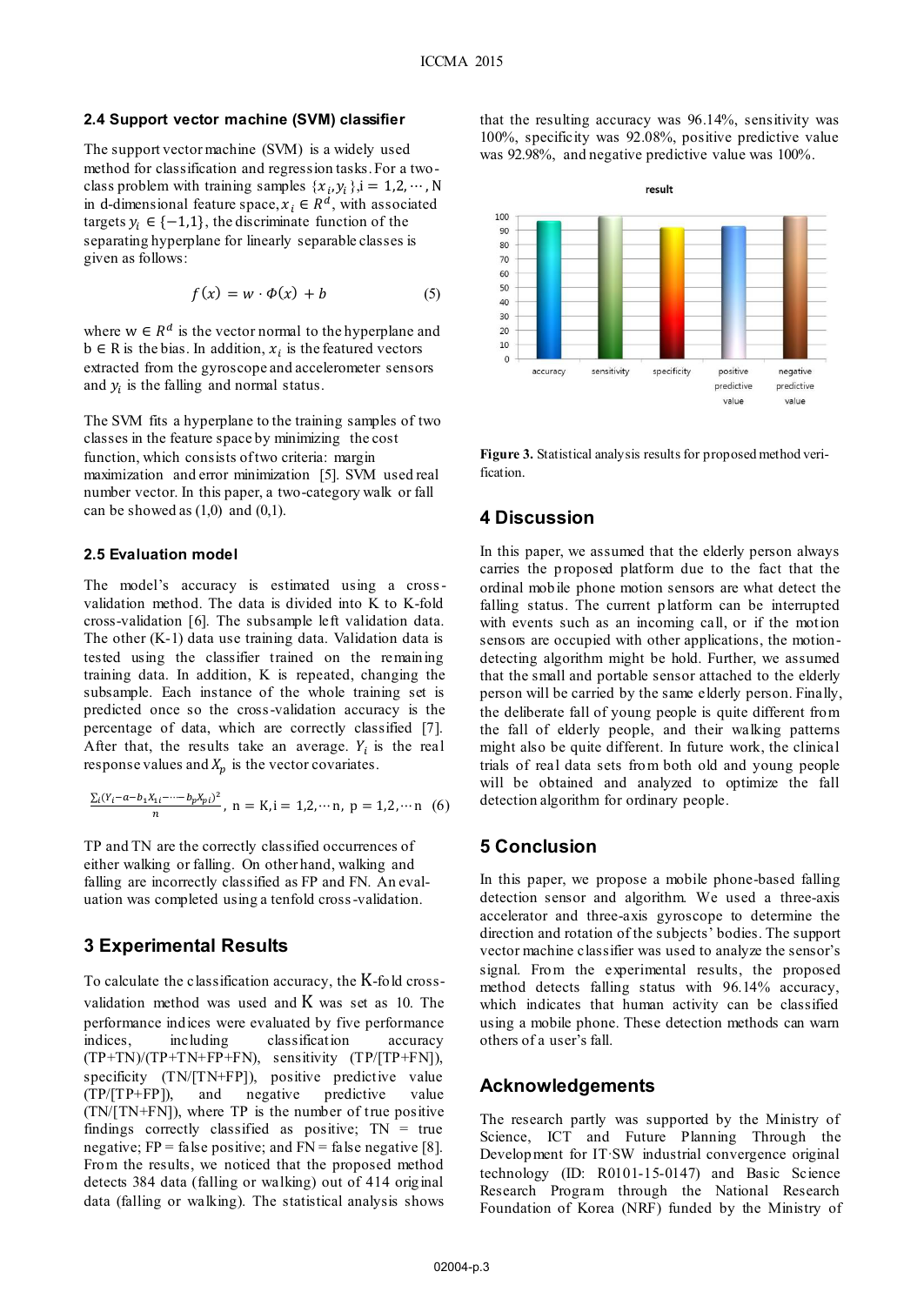### 2.4 Support vector machine (SVM) classifier

The support vector machine (SVM) is a widely used method for classification and regression tasks. For a two-class problem with training samples $\{x_i, y_i\}$, $i = 1,2,\cdots,N$ in d-dimensional feature space, $x_i \in R^d$, with associated targets $y_i \in \{-1,1\}$, the discriminate function of the separating hyperplane for linearly separable classes is given as follows:

$$f(x) = w \cdot \Phi(x) + b \tag{5}$$

where $w \in R^d$ is the vector normal to the hyperplane and $b \in R$ is the bias. In addition, $x_i$ is the featured vectors extracted from the gyroscope and accelerometer sensors and $y_i$ is the falling and normal status.

The SVM fits a hyperplane to the training samples of two classes in the feature space by minimizing the cost function, which consists of two criteria: margin maximization and error minimization [5]. SVM used real number vector. In this paper, a two-category walk or fall can be showed as (1,0) and (0,1).

### 2.5 Evaluation model

The model's accuracy is estimated using a cross-validation method. The data is divided into K to K-fold cross-validation [6]. The subsample left validation data. The other (K-1) data use training data. Validation data is tested using the classifier trained on the remaining training data. In addition, K is repeated, changing the subsample. Each instance of the whole training set is predicted once so the cross-validation accuracy is the percentage of data, which are correctly classified [7]. After that, the results take an average. $Y_i$ is the real response values and $X_p$ is the vector covariates.

$$\frac{\sum_i (Y_i - a - b_1 X_{1i} - \cdots - b_p X_{pi})^2}{n}, \quad n = K, i = 1,2,\cdots n, \; p = 1,2,\cdots n \tag{6}$$

TP and TN are the correctly classified occurrences of either walking or falling. On other hand, walking and falling are incorrectly classified as FP and FN. An evaluation was completed using a tenfold cross-validation.

## 3 Experimental Results

To calculate the classification accuracy, the K-fold cross-validation method was used and K was set as 10. The performance indices were evaluated by five performance indices, including classification accuracy (TP+TN)/(TP+TN+FP+FN), sensitivity (TP/[TP+FN]), specificity (TN/[TN+FP]), positive predictive value (TP/[TP+FP]), and negative predictive value (TN/[TN+FN]), where TP is the number of true positive findings correctly classified as positive; TN = true negative; FP = false positive; and FN = false negative [8]. From the results, we noticed that the proposed method detects 384 data (falling or walking) out of 414 original data (falling or walking). The statistical analysis shows that the resulting accuracy was 96.14%, sensitivity was 100%, specificity was 92.08%, positive predictive value was 92.98%, and negative predictive value was 100%.

**Figure 3.** Statistical analysis results for proposed method verification.

## 4 Discussion

In this paper, we assumed that the elderly person always carries the proposed platform due to the fact that the ordinal mobile phone motion sensors are what detect the falling status. The current platform can be interrupted with events such as an incoming call, or if the motion sensors are occupied with other applications, the motion-detecting algorithm might be hold. Further, we assumed that the small and portable sensor attached to the elderly person will be carried by the same elderly person. Finally, the deliberate fall of young people is quite different from the fall of elderly people, and their walking patterns might also be quite different. In future work, the clinical trials of real data sets from both old and young people will be obtained and analyzed to optimize the fall detection algorithm for ordinary people.

## 5 Conclusion

In this paper, we propose a mobile phone-based falling detection sensor and algorithm. We used a three-axis accelerator and three-axis gyroscope to determine the direction and rotation of the subjects' bodies. The support vector machine classifier was used to analyze the sensor's signal. From the experimental results, the proposed method detects falling status with 96.14% accuracy, which indicates that human activity can be classified using a mobile phone. These detection methods can warn others of a user's fall.

## Acknowledgements

The research partly was supported by the Ministry of Science, ICT and Future Planning Through the Development for IT·SW industrial convergence original technology (ID: R0101-15-0147) and Basic Science Research Program through the National Research Foundation of Korea (NRF) funded by the Ministry of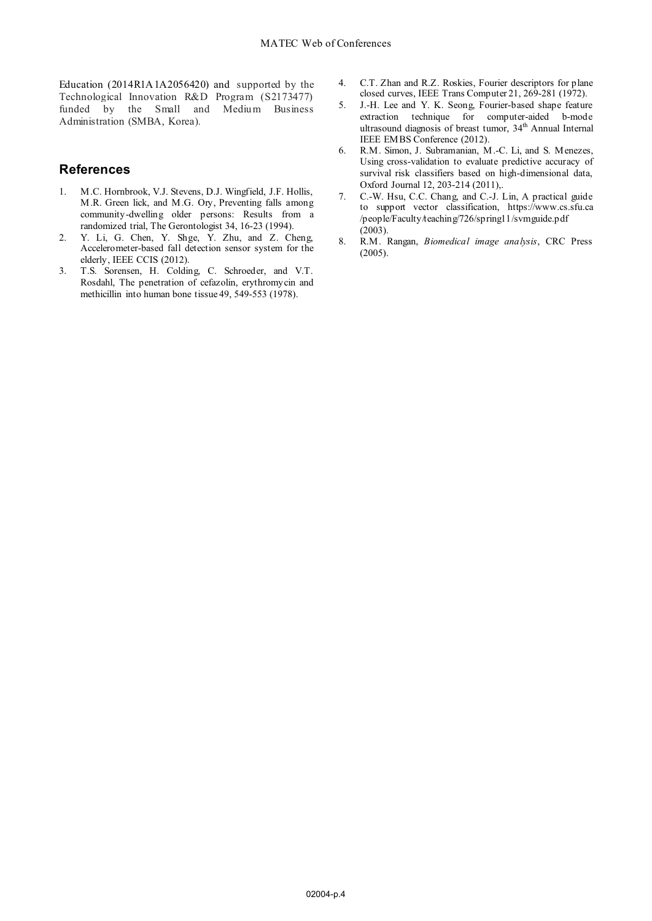Education (2014R1A1A2056420) and supported by the Technological Innovation R&D Program (S2173477) funded by the Small and Medium Business Administration (SMBA, Korea).

## References

1. M.C. Hornbrook, V.J. Stevens, D.J. Wingfield, J.F. Hollis, M.R. Green lick, and M.G. Ory, Preventing falls among community-dwelling older persons: Results from a randomized trial, The Gerontologist 34, 16-23 (1994).
2. Y. Li, G. Chen, Y. Shge, Y. Zhu, and Z. Cheng, Accelerometer-based fall detection sensor system for the elderly, IEEE CCIS (2012).
3. T.S. Sorensen, H. Colding, C. Schroeder, and V.T. Rosdahl, The penetration of cefazolin, erythromycin and methicillin into human bone tissue 49, 549-553 (1978).
4. C.T. Zhan and R.Z. Roskies, Fourier descriptors for plane closed curves, IEEE Trans Computer 21, 269-281 (1972).
5. J.-H. Lee and Y. K. Seong, Fourier-based shape feature extraction technique for computer-aided b-mode ultrasound diagnosis of breast tumor, 34th Annual Internal IEEE EMBS Conference (2012).
6. R.M. Simon, J. Subramanian, M.-C. Li, and S. Menezes, Using cross-validation to evaluate predictive accuracy of survival risk classifiers based on high-dimensional data, Oxford Journal 12, 203-214 (2011),.
7. C.-W. Hsu, C.C. Chang, and C.-J. Lin, A practical guide to support vector classification, https://www.cs.sfu.ca/people/Faculty/teaching/726/spring11/svmguide.pdf (2003).
8. R.M. Rangan, *Biomedical image analysis*, CRC Press (2005).